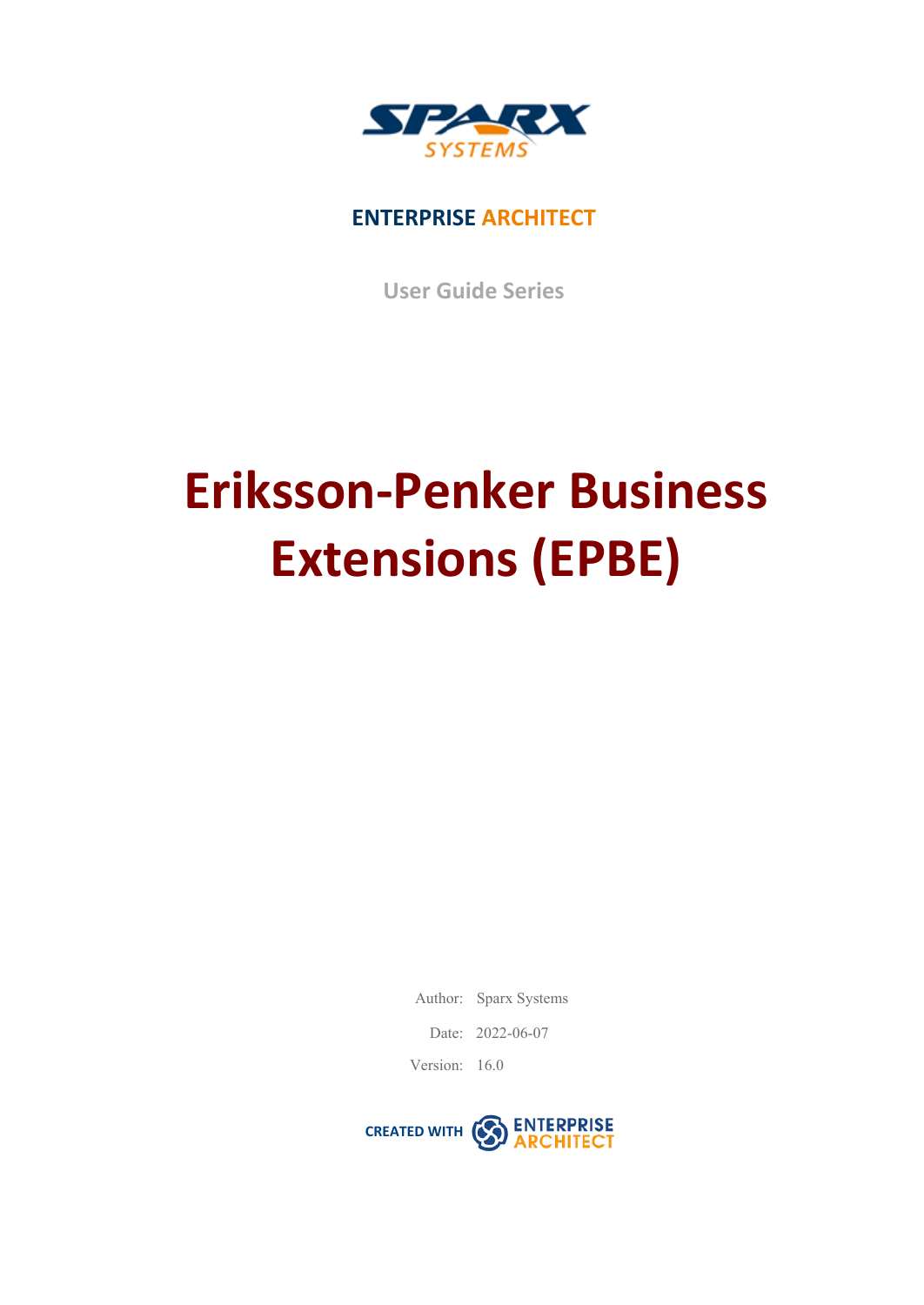SPARX SYSTEMS

**ENTERPRISE ARCHITECT**

**User Guide Series**

# Eriksson-Penker Business Extensions (EPBE)

Author: Sparx Systems

Date: 2022-06-07

Version: 16.0

CREATED WITH ENTERPRISE ARCHITECT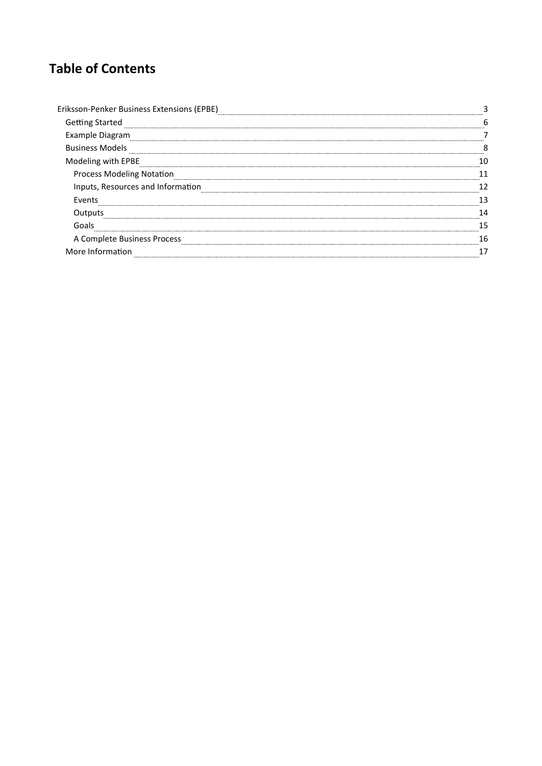# Table of Contents

- Eriksson-Penker Business Extensions (EPBE) 3
  - Getting Started 6
  - Example Diagram 7
  - Business Models 8
  - Modeling with EPBE 10
    - Process Modeling Notation 11
    - Inputs, Resources and Information 12
    - Events 13
    - Outputs 14
    - Goals 15
    - A Complete Business Process 16
  - More Information 17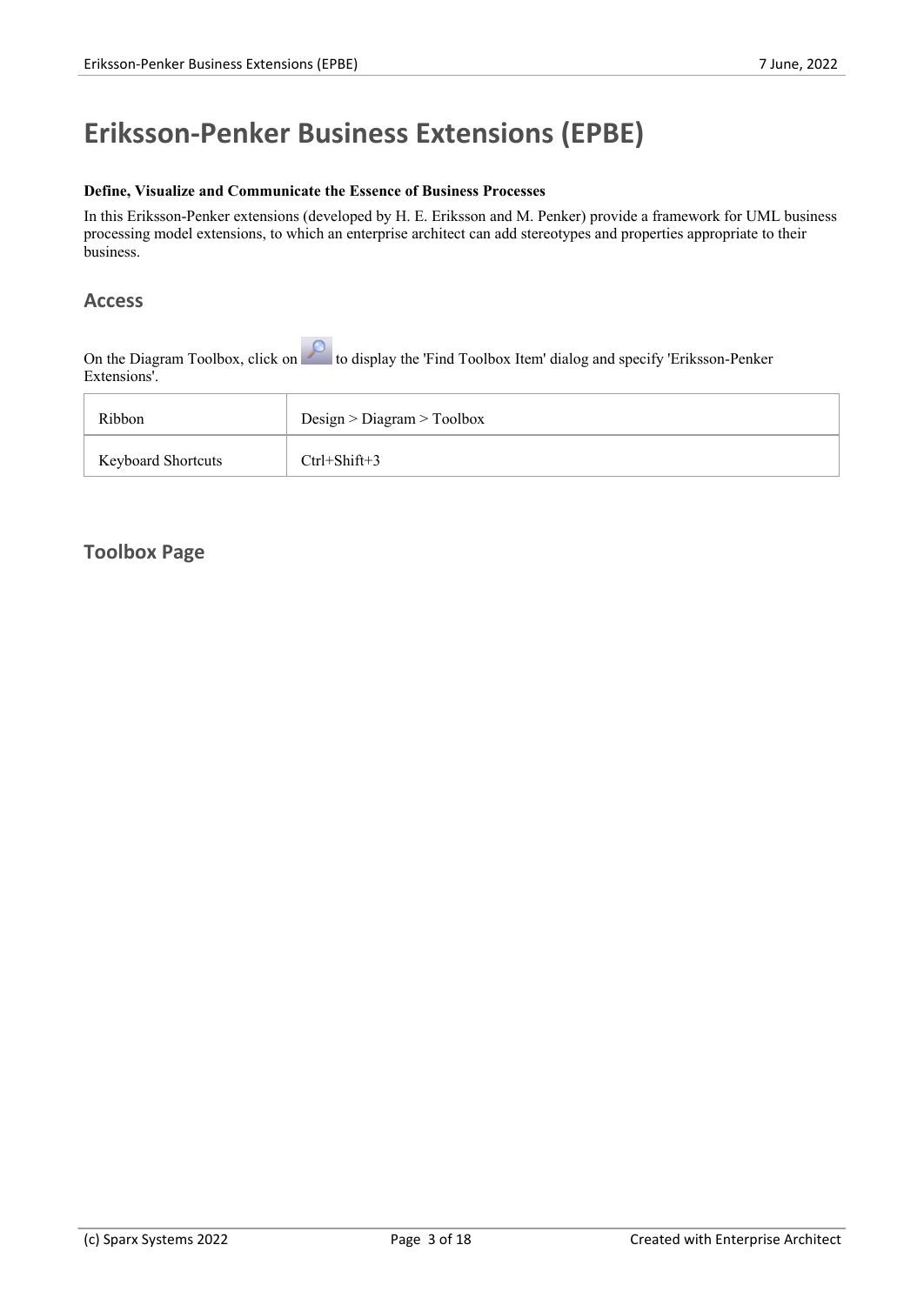# Eriksson-Penker Business Extensions (EPBE)

**Define, Visualize and Communicate the Essence of Business Processes**

In this Eriksson-Penker extensions (developed by H. E. Eriksson and M. Penker) provide a framework for UML business processing model extensions, to which an enterprise architect can add stereotypes and properties appropriate to their business.

## Access

On the Diagram Toolbox, click on  to display the 'Find Toolbox Item' dialog and specify 'Eriksson-Penker Extensions'.

| | |
|---|---|
| Ribbon | Design > Diagram > Toolbox |
| Keyboard Shortcuts | Ctrl+Shift+3 |

## Toolbox Page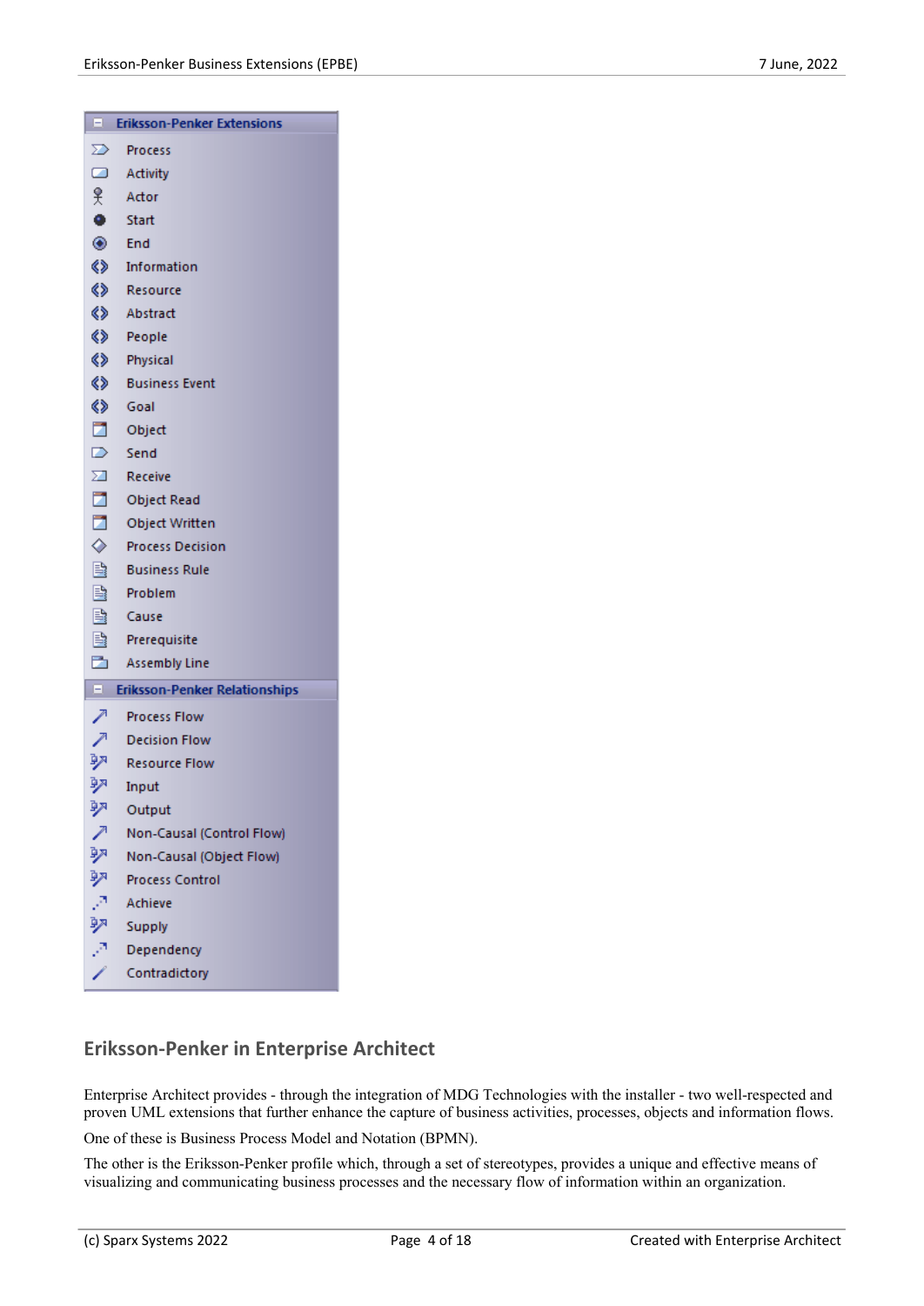**Eriksson-Penker Extensions**

- Process
- Activity
- Actor
- Start
- End
- Information
- Resource
- Abstract
- People
- Physical
- Business Event
- Goal
- Object
- Send
- Receive
- Object Read
- Object Written
- Process Decision
- Business Rule
- Problem
- Cause
- Prerequisite
- Assembly Line

**Eriksson-Penker Relationships**

- Process Flow
- Decision Flow
- Resource Flow
- Input
- Output
- Non-Causal (Control Flow)
- Non-Causal (Object Flow)
- Process Control
- Achieve
- Supply
- Dependency
- Contradictory

## Eriksson-Penker in Enterprise Architect

Enterprise Architect provides - through the integration of MDG Technologies with the installer - two well-respected and proven UML extensions that further enhance the capture of business activities, processes, objects and information flows.

One of these is Business Process Model and Notation (BPMN).

The other is the Eriksson-Penker profile which, through a set of stereotypes, provides a unique and effective means of visualizing and communicating business processes and the necessary flow of information within an organization.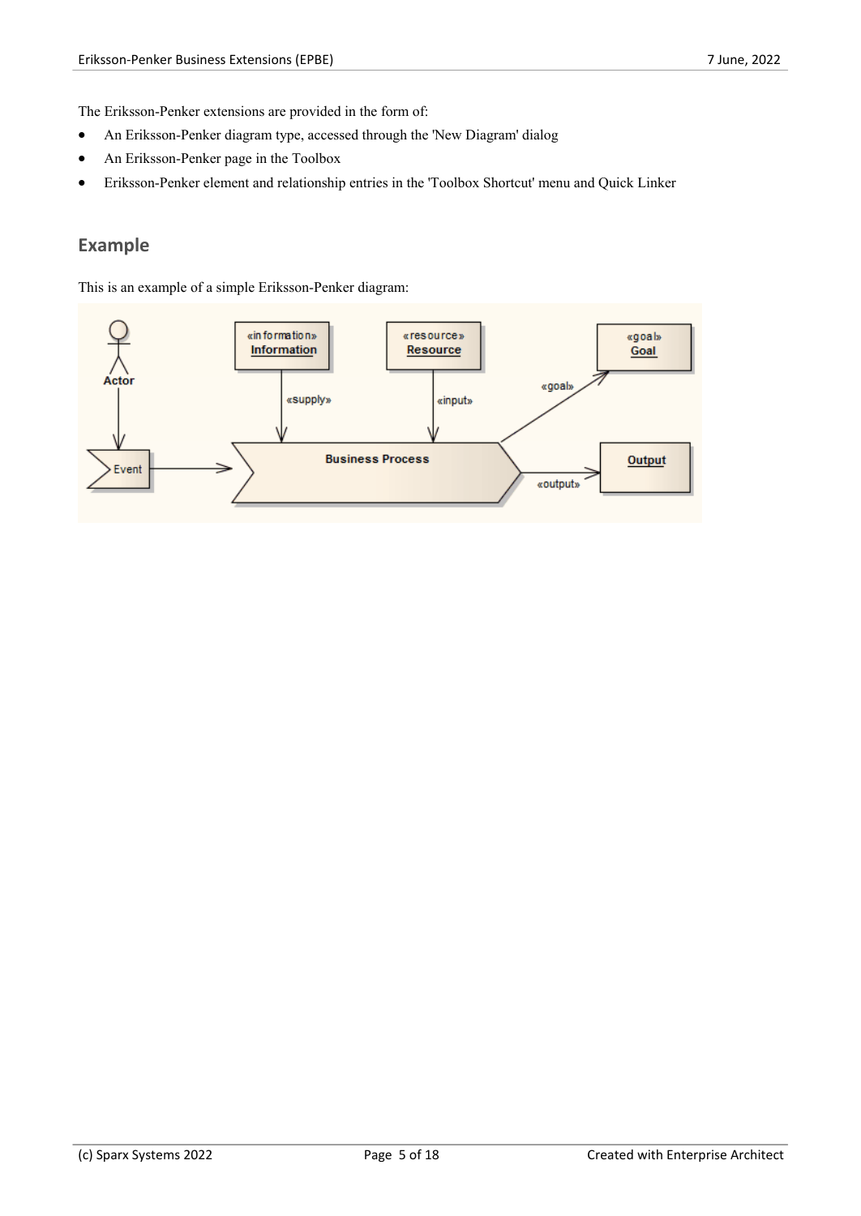The Eriksson-Penker extensions are provided in the form of:

- An Eriksson-Penker diagram type, accessed through the 'New Diagram' dialog
- An Eriksson-Penker page in the Toolbox
- Eriksson-Penker element and relationship entries in the 'Toolbox Shortcut' menu and Quick Linker

## Example

This is an example of a simple Eriksson-Penker diagram: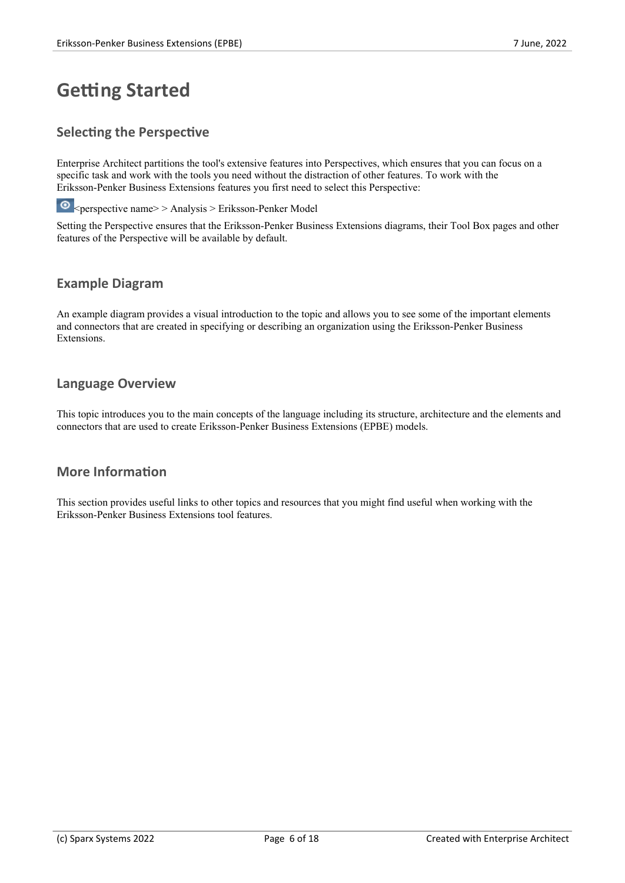# Getting Started

## Selecting the Perspective

Enterprise Architect partitions the tool's extensive features into Perspectives, which ensures that you can focus on a specific task and work with the tools you need without the distraction of other features. To work with the Eriksson-Penker Business Extensions features you first need to select this Perspective:

<perspective name> > Analysis > Eriksson-Penker Model

Setting the Perspective ensures that the Eriksson-Penker Business Extensions diagrams, their Tool Box pages and other features of the Perspective will be available by default.

## Example Diagram

An example diagram provides a visual introduction to the topic and allows you to see some of the important elements and connectors that are created in specifying or describing an organization using the Eriksson-Penker Business Extensions.

## Language Overview

This topic introduces you to the main concepts of the language including its structure, architecture and the elements and connectors that are used to create Eriksson-Penker Business Extensions (EPBE) models.

## More Information

This section provides useful links to other topics and resources that you might find useful when working with the Eriksson-Penker Business Extensions tool features.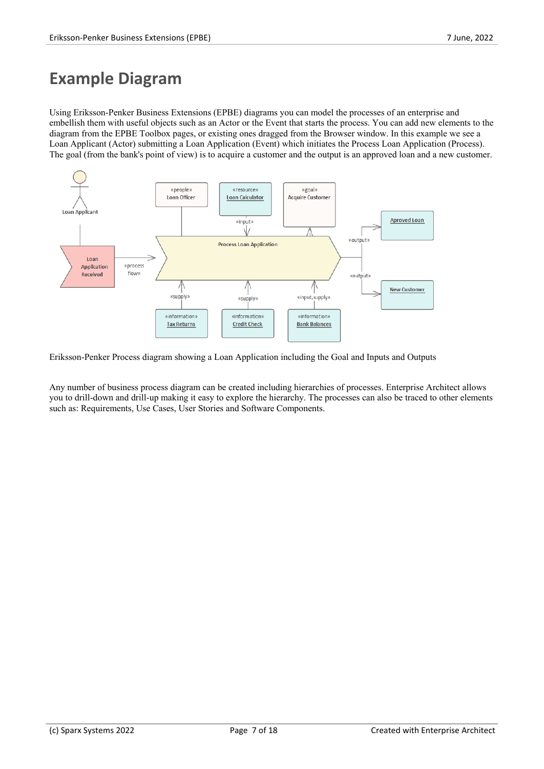# Example Diagram

Using Eriksson-Penker Business Extensions (EPBE) diagrams you can model the processes of an enterprise and embellish them with useful objects such as an Actor or the Event that starts the process. You can add new elements to the diagram from the EPBE Toolbox pages, or existing ones dragged from the Browser window. In this example we see a Loan Applicant (Actor) submitting a Loan Application (Event) which initiates the Process Loan Application (Process). The goal (from the bank's point of view) is to acquire a customer and the output is an approved loan and a new customer.

Eriksson-Penker Process diagram showing a Loan Application including the Goal and Inputs and Outputs

Any number of business process diagram can be created including hierarchies of processes. Enterprise Architect allows you to drill-down and drill-up making it easy to explore the hierarchy. The processes can also be traced to other elements such as: Requirements, Use Cases, User Stories and Software Components.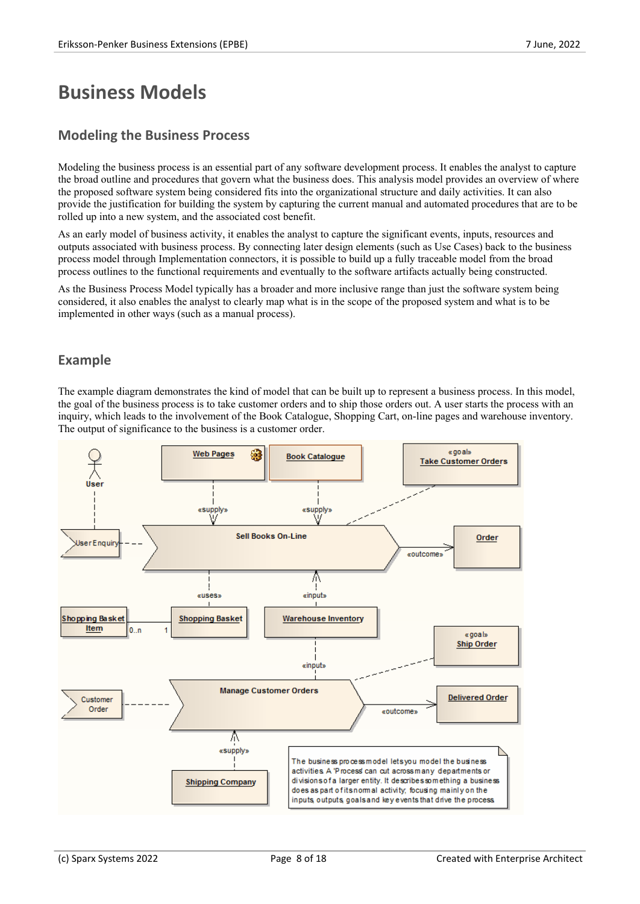# Business Models

## Modeling the Business Process

Modeling the business process is an essential part of any software development process. It enables the analyst to capture the broad outline and procedures that govern what the business does. This analysis model provides an overview of where the proposed software system being considered fits into the organizational structure and daily activities. It can also provide the justification for building the system by capturing the current manual and automated procedures that are to be rolled up into a new system, and the associated cost benefit.

As an early model of business activity, it enables the analyst to capture the significant events, inputs, resources and outputs associated with business process. By connecting later design elements (such as Use Cases) back to the business process model through Implementation connectors, it is possible to build up a fully traceable model from the broad process outlines to the functional requirements and eventually to the software artifacts actually being constructed.

As the Business Process Model typically has a broader and more inclusive range than just the software system being considered, it also enables the analyst to clearly map what is in the scope of the proposed system and what is to be implemented in other ways (such as a manual process).

## Example

The example diagram demonstrates the kind of model that can be built up to represent a business process. In this model, the goal of the business process is to take customer orders and to ship those orders out. A user starts the process with an inquiry, which leads to the involvement of the Book Catalogue, Shopping Cart, on-line pages and warehouse inventory. The output of significance to the business is a customer order.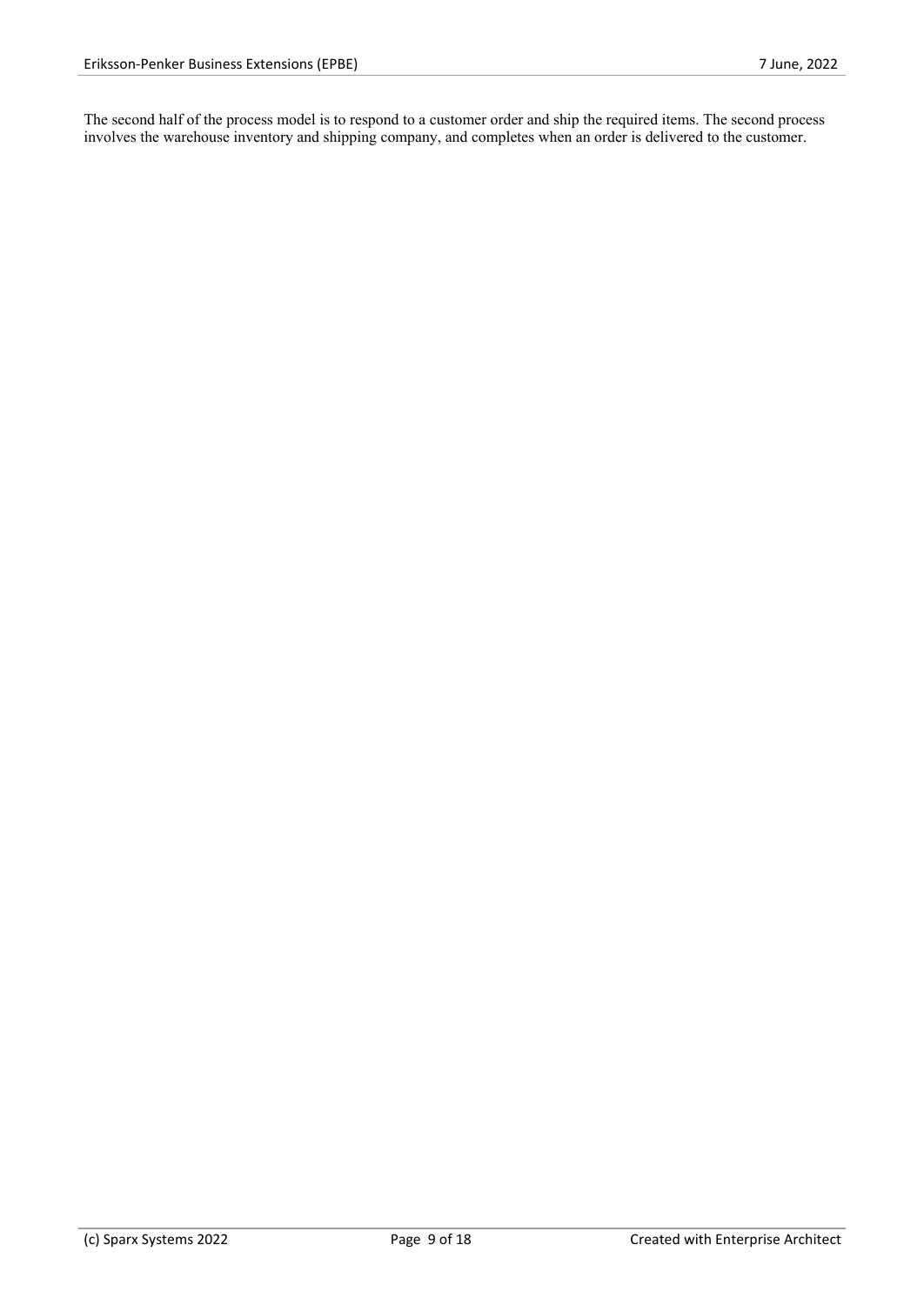The second half of the process model is to respond to a customer order and ship the required items. The second process involves the warehouse inventory and shipping company, and completes when an order is delivered to the customer.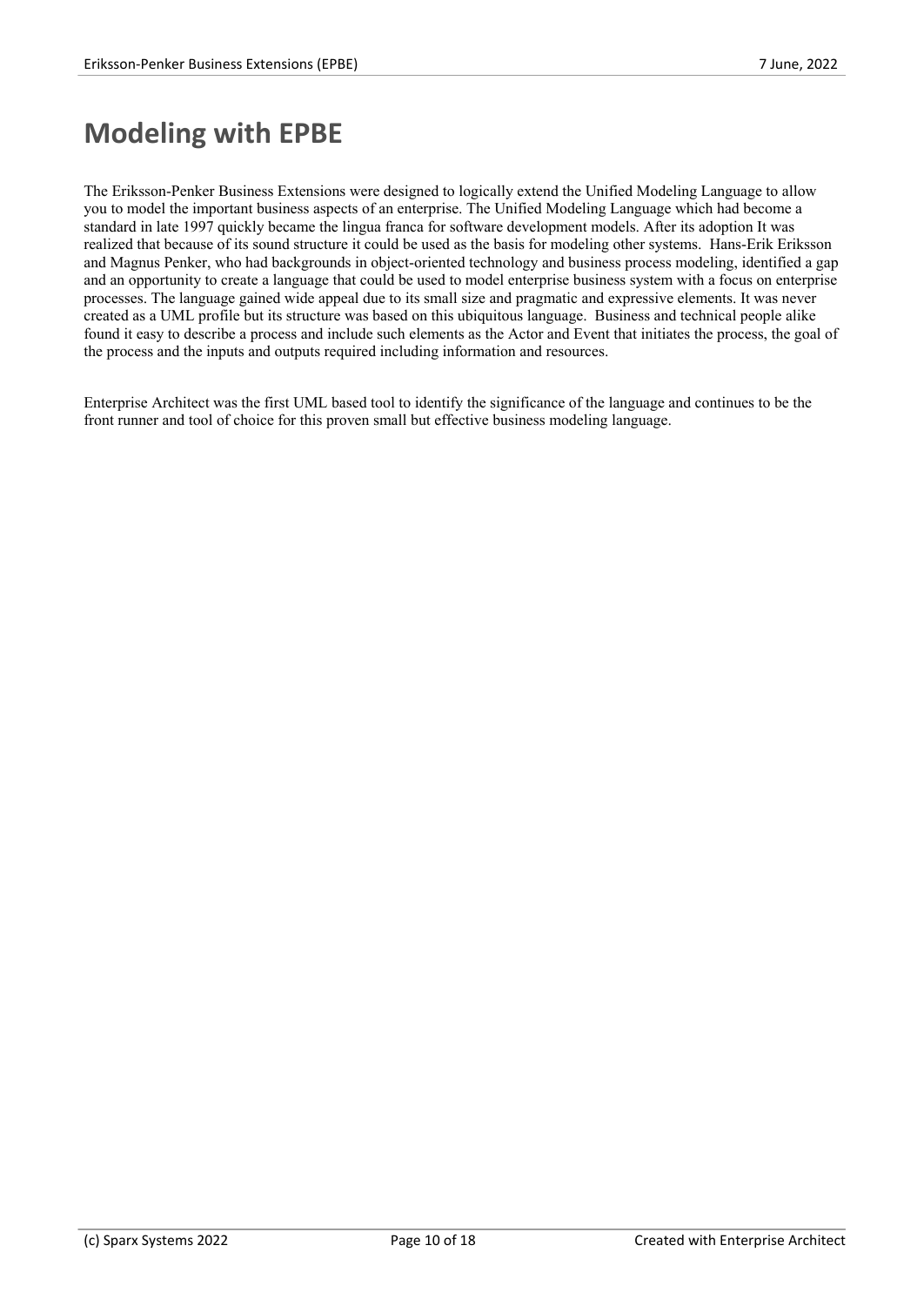# Modeling with EPBE

The Eriksson-Penker Business Extensions were designed to logically extend the Unified Modeling Language to allow you to model the important business aspects of an enterprise. The Unified Modeling Language which had become a standard in late 1997 quickly became the lingua franca for software development models. After its adoption It was realized that because of its sound structure it could be used as the basis for modeling other systems. Hans-Erik Eriksson and Magnus Penker, who had backgrounds in object-oriented technology and business process modeling, identified a gap and an opportunity to create a language that could be used to model enterprise business system with a focus on enterprise processes. The language gained wide appeal due to its small size and pragmatic and expressive elements. It was never created as a UML profile but its structure was based on this ubiquitous language. Business and technical people alike found it easy to describe a process and include such elements as the Actor and Event that initiates the process, the goal of the process and the inputs and outputs required including information and resources.

Enterprise Architect was the first UML based tool to identify the significance of the language and continues to be the front runner and tool of choice for this proven small but effective business modeling language.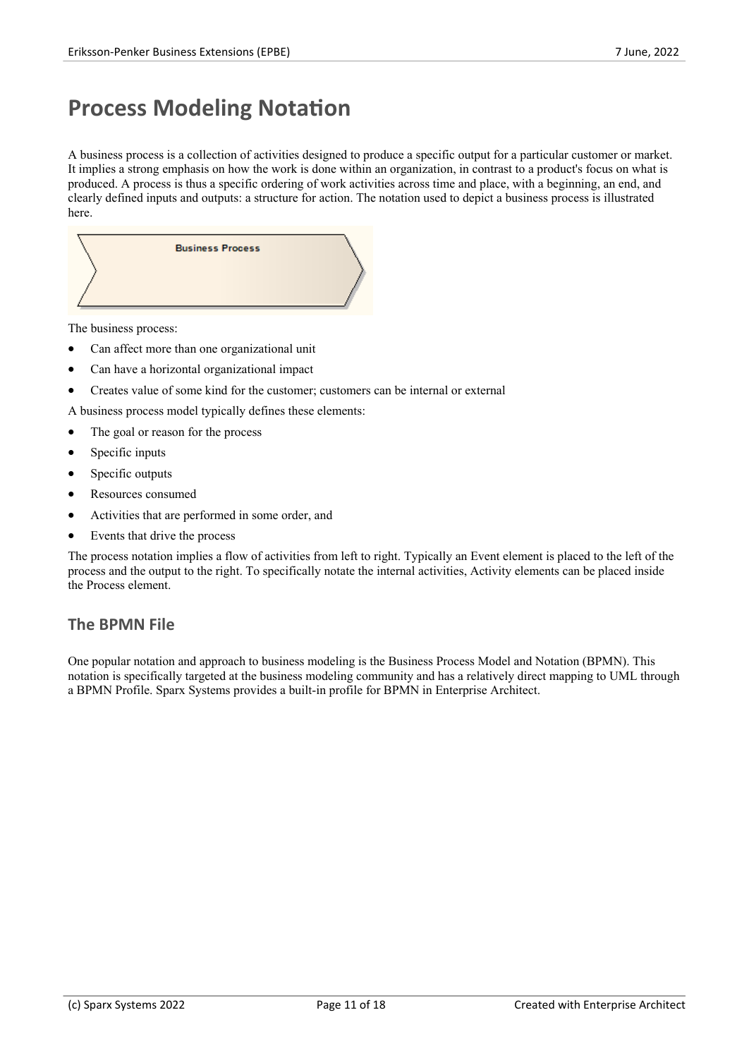# Process Modeling Notation

A business process is a collection of activities designed to produce a specific output for a particular customer or market. It implies a strong emphasis on how the work is done within an organization, in contrast to a product's focus on what is produced. A process is thus a specific ordering of work activities across time and place, with a beginning, an end, and clearly defined inputs and outputs: a structure for action. The notation used to depict a business process is illustrated here.

The business process:

- Can affect more than one organizational unit
- Can have a horizontal organizational impact
- Creates value of some kind for the customer; customers can be internal or external

A business process model typically defines these elements:

- The goal or reason for the process
- Specific inputs
- Specific outputs
- Resources consumed
- Activities that are performed in some order, and
- Events that drive the process

The process notation implies a flow of activities from left to right. Typically an Event element is placed to the left of the process and the output to the right. To specifically notate the internal activities, Activity elements can be placed inside the Process element.

## The BPMN File

One popular notation and approach to business modeling is the Business Process Model and Notation (BPMN). This notation is specifically targeted at the business modeling community and has a relatively direct mapping to UML through a BPMN Profile. Sparx Systems provides a built-in profile for BPMN in Enterprise Architect.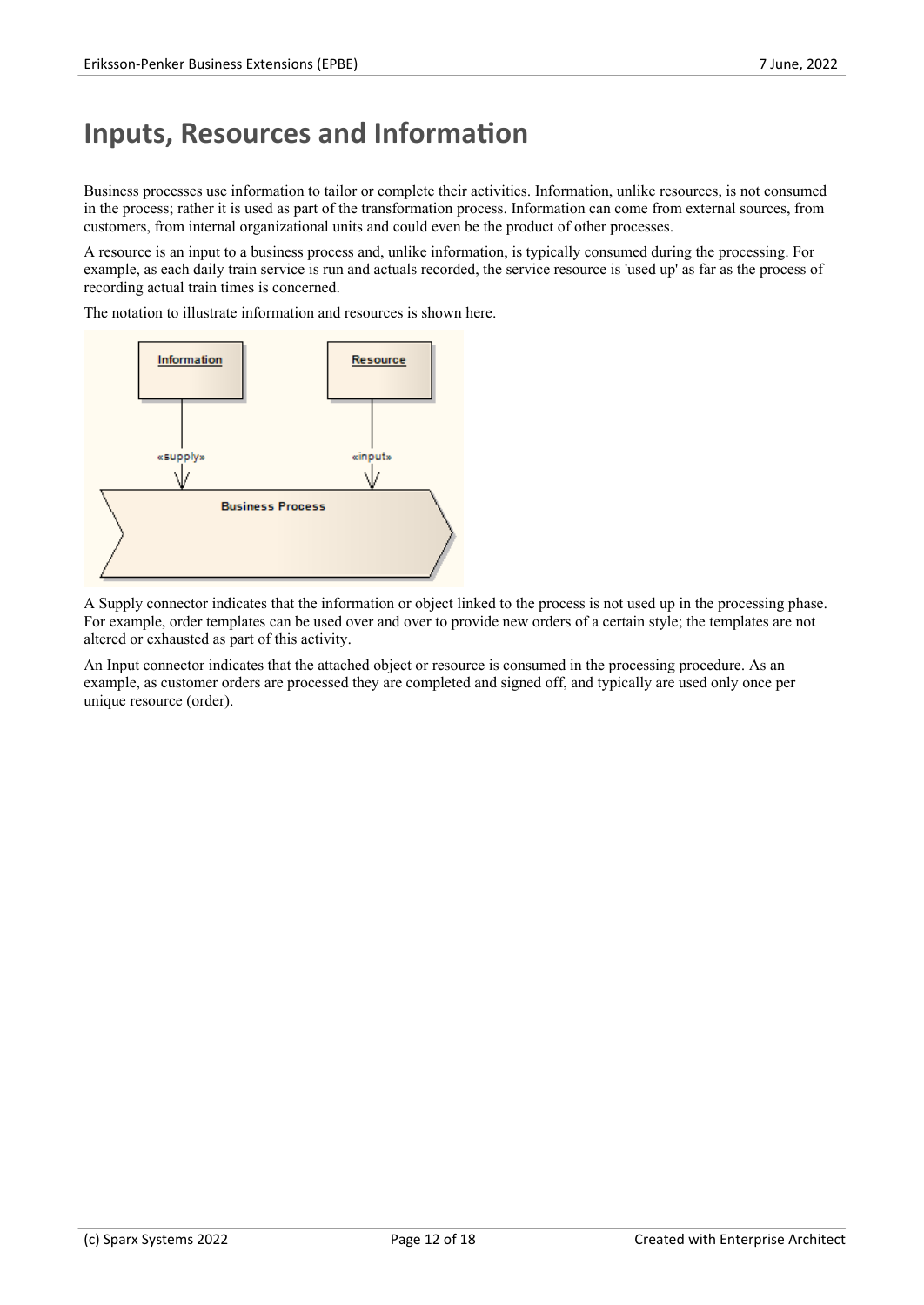# Inputs, Resources and Information

Business processes use information to tailor or complete their activities. Information, unlike resources, is not consumed in the process; rather it is used as part of the transformation process. Information can come from external sources, from customers, from internal organizational units and could even be the product of other processes.

A resource is an input to a business process and, unlike information, is typically consumed during the processing. For example, as each daily train service is run and actuals recorded, the service resource is 'used up' as far as the process of recording actual train times is concerned.

The notation to illustrate information and resources is shown here.

A Supply connector indicates that the information or object linked to the process is not used up in the processing phase. For example, order templates can be used over and over to provide new orders of a certain style; the templates are not altered or exhausted as part of this activity.

An Input connector indicates that the attached object or resource is consumed in the processing procedure. As an example, as customer orders are processed they are completed and signed off, and typically are used only once per unique resource (order).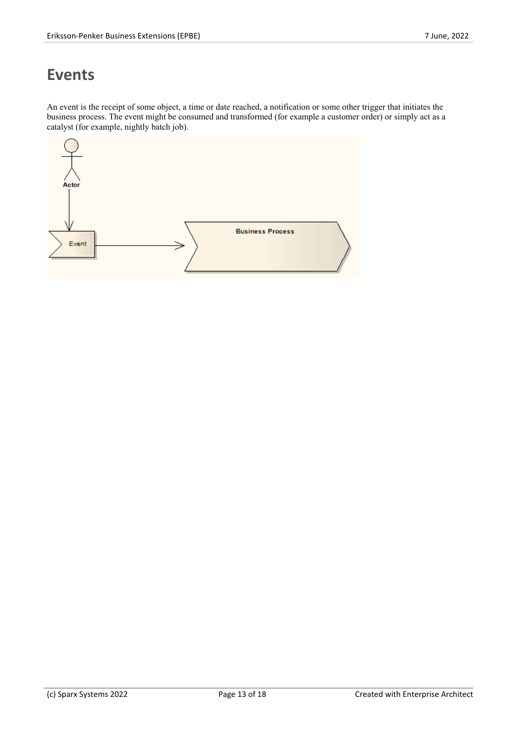# Events

An event is the receipt of some object, a time or date reached, a notification or some other trigger that initiates the business process. The event might be consumed and transformed (for example a customer order) or simply act as a catalyst (for example, nightly batch job).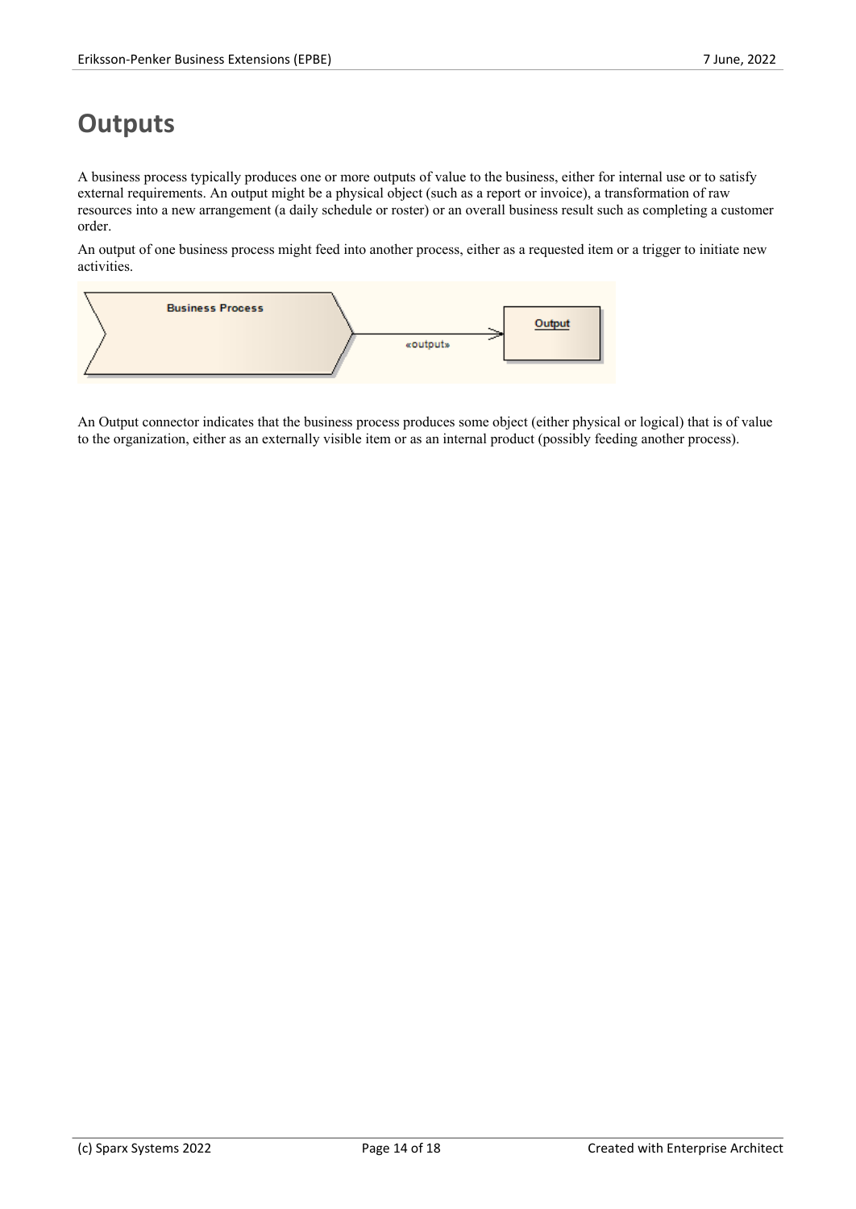# Outputs

A business process typically produces one or more outputs of value to the business, either for internal use or to satisfy external requirements. An output might be a physical object (such as a report or invoice), a transformation of raw resources into a new arrangement (a daily schedule or roster) or an overall business result such as completing a customer order.

An output of one business process might feed into another process, either as a requested item or a trigger to initiate new activities.

An Output connector indicates that the business process produces some object (either physical or logical) that is of value to the organization, either as an externally visible item or as an internal product (possibly feeding another process).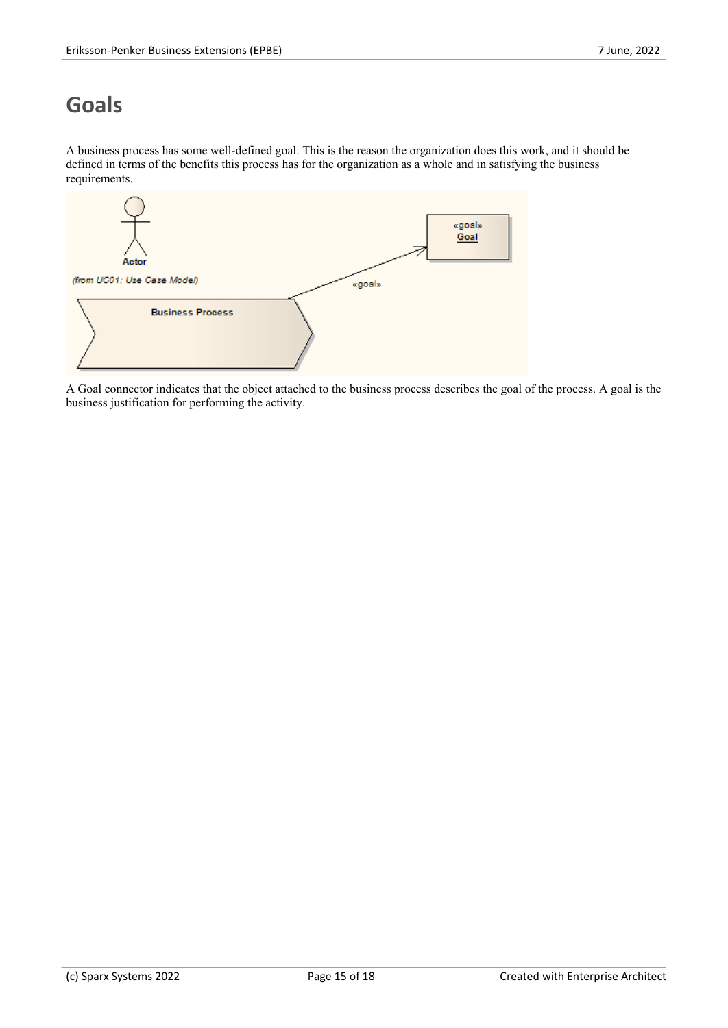# Goals

A business process has some well-defined goal. This is the reason the organization does this work, and it should be defined in terms of the benefits this process has for the organization as a whole and in satisfying the business requirements.

A Goal connector indicates that the object attached to the business process describes the goal of the process. A goal is the business justification for performing the activity.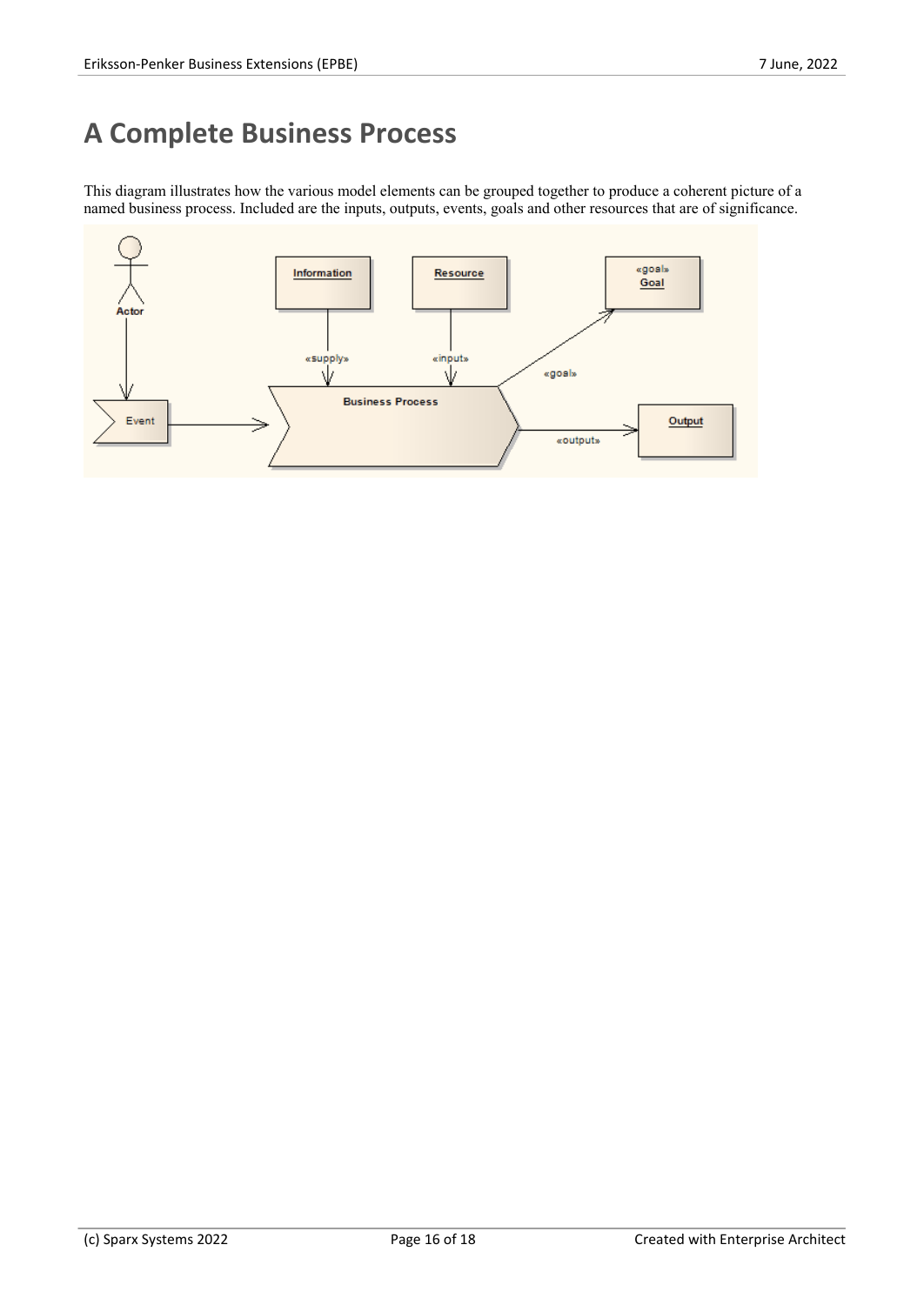# A Complete Business Process

This diagram illustrates how the various model elements can be grouped together to produce a coherent picture of a named business process. Included are the inputs, outputs, events, goals and other resources that are of significance.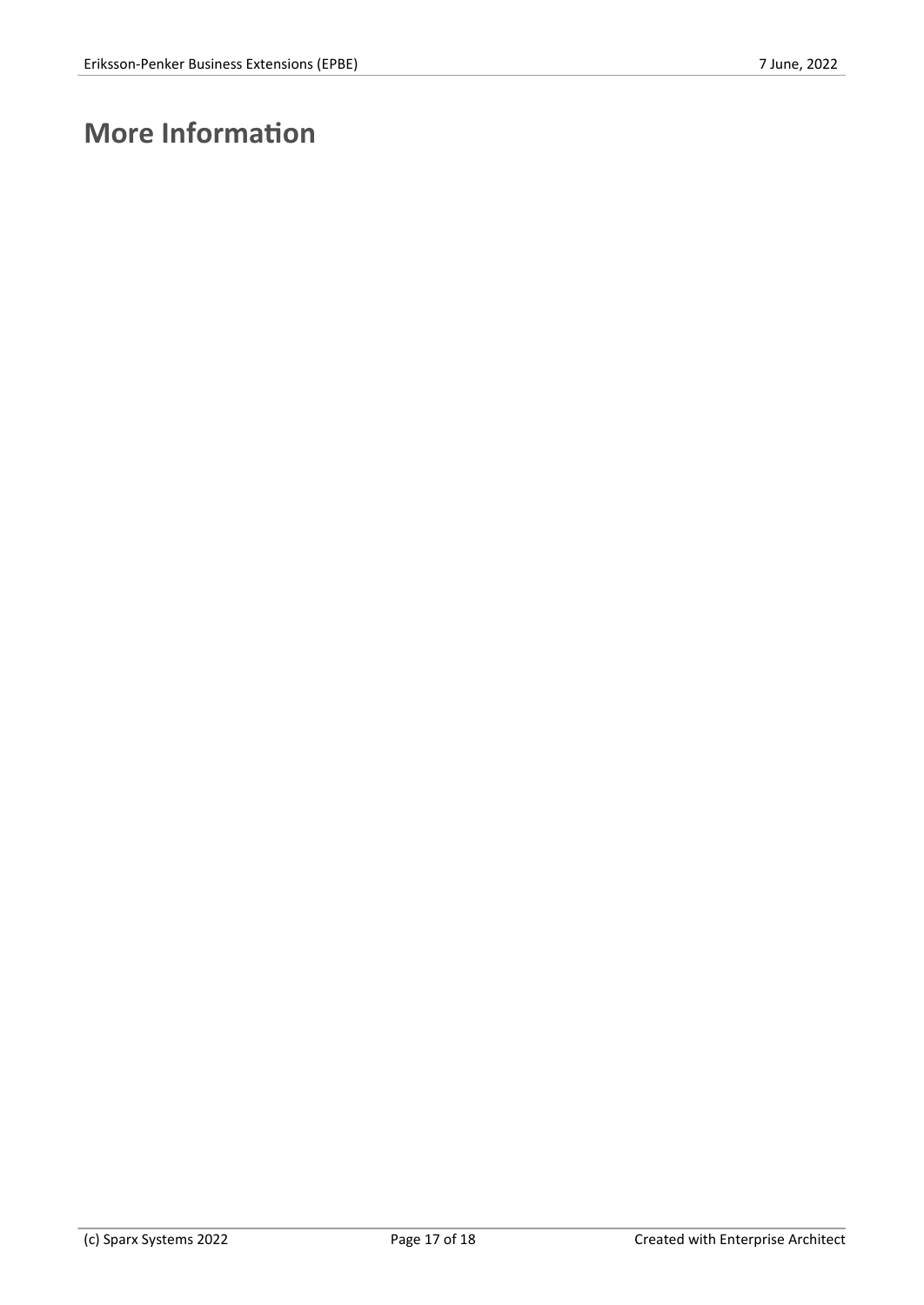# More Information